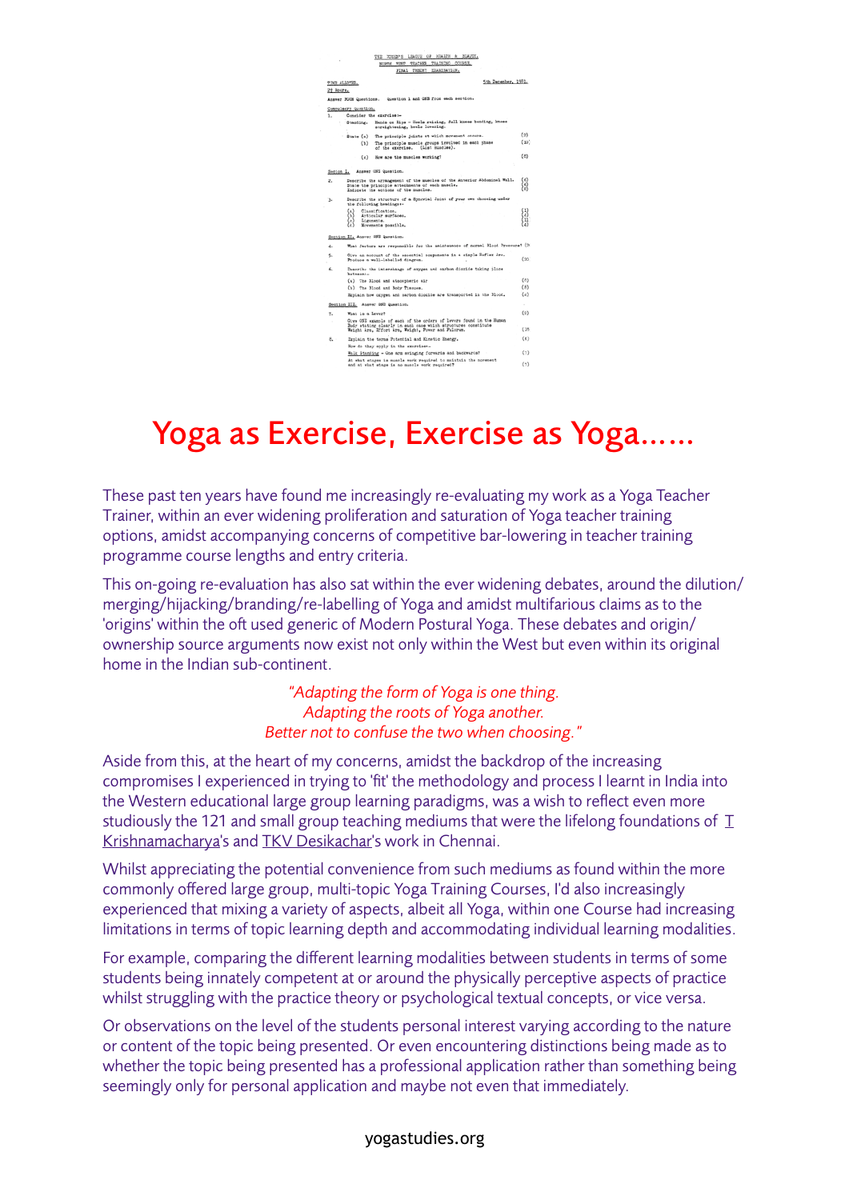# Yoga as Exercise, Exercise as Yoga......

These past ten years have found me increasingly re-evaluating my work as a Yoga Teacher Trainer, within an ever widening proliferation and saturation of Yoga teacher training options, amidst accompanying concerns of competitive bar-lowering in teacher training programme course lengths and entry criteria.

This on-going re-evaluation has also sat within the ever widening debates, around the dilution/merging/hijacking/branding/re-labelling of Yoga and amidst multifarious claims as to the 'origins' within the oft used generic of Modern Postural Yoga. These debates and origin/ownership source arguments now exist not only within the West but even within its original home in the Indian sub-continent.

> *"Adapting the form of Yoga is one thing.*
> *Adapting the roots of Yoga another.*
> *Better not to confuse the two when choosing."*

Aside from this, at the heart of my concerns, amidst the backdrop of the increasing compromises I experienced in trying to 'fit' the methodology and process I learnt in India into the Western educational large group learning paradigms, was a wish to reflect even more studiously the 121 and small group teaching mediums that were the lifelong foundations of T Krishnamacharya's and TKV Desikachar's work in Chennai.

Whilst appreciating the potential convenience from such mediums as found within the more commonly offered large group, multi-topic Yoga Training Courses, I'd also increasingly experienced that mixing a variety of aspects, albeit all Yoga, within one Course had increasing limitations in terms of topic learning depth and accommodating individual learning modalities.

For example, comparing the different learning modalities between students in terms of some students being innately competent at or around the physically perceptive aspects of practice whilst struggling with the practice theory or psychological textual concepts, or vice versa.

Or observations on the level of the students personal interest varying according to the nature or content of the topic being presented. Or even encountering distinctions being made as to whether the topic being presented has a professional application rather than something being seemingly only for personal application and maybe not even that immediately.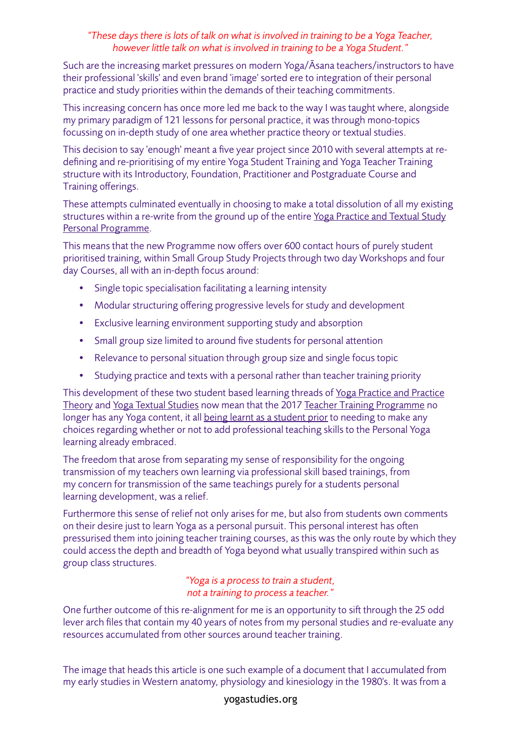*"These days there is lots of talk on what is involved in training to be a Yoga Teacher, however little talk on what is involved in training to be a Yoga Student."*

Such are the increasing market pressures on modern Yoga/Āsana teachers/instructors to have their professional 'skills' and even brand 'image' sorted ere to integration of their personal practice and study priorities within the demands of their teaching commitments.

This increasing concern has once more led me back to the way I was taught where, alongside my primary paradigm of 121 lessons for personal practice, it was through mono-topics focussing on in-depth study of one area whether practice theory or textual studies.

This decision to say 'enough' meant a five year project since 2010 with several attempts at re-defining and re-prioritising of my entire Yoga Student Training and Yoga Teacher Training structure with its Introductory, Foundation, Practitioner and Postgraduate Course and Training offerings.

These attempts culminated eventually in choosing to make a total dissolution of all my existing structures within a re-write from the ground up of the entire Yoga Practice and Textual Study Personal Programme.

This means that the new Programme now offers over 600 contact hours of purely student prioritised training, within Small Group Study Projects through two day Workshops and four day Courses, all with an in-depth focus around:

- Single topic specialisation facilitating a learning intensity
- Modular structuring offering progressive levels for study and development
- Exclusive learning environment supporting study and absorption
- Small group size limited to around five students for personal attention
- Relevance to personal situation through group size and single focus topic
- Studying practice and texts with a personal rather than teacher training priority

This development of these two student based learning threads of Yoga Practice and Practice Theory and Yoga Textual Studies now mean that the 2017 Teacher Training Programme no longer has any Yoga content, it all being learnt as a student prior to needing to make any choices regarding whether or not to add professional teaching skills to the Personal Yoga learning already embraced.

The freedom that arose from separating my sense of responsibility for the ongoing transmission of my teachers own learning via professional skill based trainings, from my concern for transmission of the same teachings purely for a students personal learning development, was a relief.

Furthermore this sense of relief not only arises for me, but also from students own comments on their desire just to learn Yoga as a personal pursuit. This personal interest has often pressurised them into joining teacher training courses, as this was the only route by which they could access the depth and breadth of Yoga beyond what usually transpired within such as group class structures.

*"Yoga is a process to train a student, not a training to process a teacher."*

One further outcome of this re-alignment for me is an opportunity to sift through the 25 odd lever arch files that contain my 40 years of notes from my personal studies and re-evaluate any resources accumulated from other sources around teacher training.

The image that heads this article is one such example of a document that I accumulated from my early studies in Western anatomy, physiology and kinesiology in the 1980's. It was from a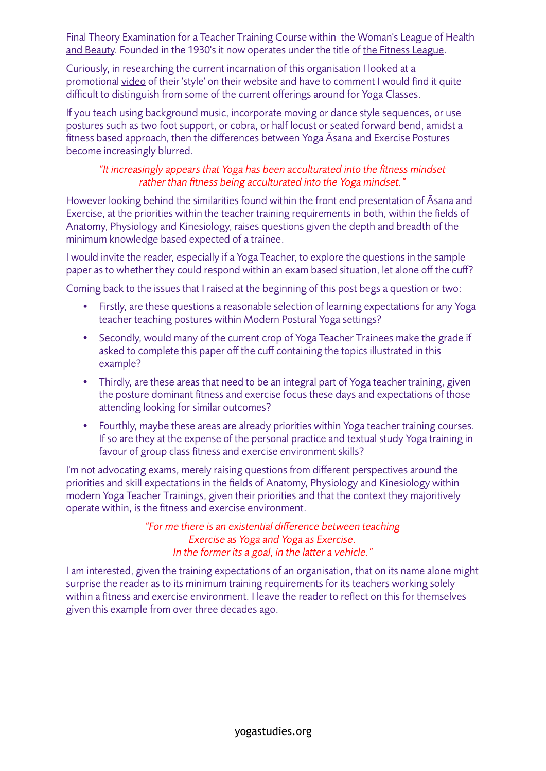Final Theory Examination for a Teacher Training Course within the Woman's League of Health and Beauty. Founded in the 1930's it now operates under the title of the Fitness League.

Curiously, in researching the current incarnation of this organisation I looked at a promotional video of their 'style' on their website and have to comment I would find it quite difficult to distinguish from some of the current offerings around for Yoga Classes.

If you teach using background music, incorporate moving or dance style sequences, or use postures such as two foot support, or cobra, or half locust or seated forward bend, amidst a fitness based approach, then the differences between Yoga Āsana and Exercise Postures become increasingly blurred.

> *"It increasingly appears that Yoga has been acculturated into the fitness mindset rather than fitness being acculturated into the Yoga mindset."*

However looking behind the similarities found within the front end presentation of Āsana and Exercise, at the priorities within the teacher training requirements in both, within the fields of Anatomy, Physiology and Kinesiology, raises questions given the depth and breadth of the minimum knowledge based expected of a trainee.

I would invite the reader, especially if a Yoga Teacher, to explore the questions in the sample paper as to whether they could respond within an exam based situation, let alone off the cuff?

Coming back to the issues that I raised at the beginning of this post begs a question or two:

- Firstly, are these questions a reasonable selection of learning expectations for any Yoga teacher teaching postures within Modern Postural Yoga settings?
- Secondly, would many of the current crop of Yoga Teacher Trainees make the grade if asked to complete this paper off the cuff containing the topics illustrated in this example?
- Thirdly, are these areas that need to be an integral part of Yoga teacher training, given the posture dominant fitness and exercise focus these days and expectations of those attending looking for similar outcomes?
- Fourthly, maybe these areas are already priorities within Yoga teacher training courses. If so are they at the expense of the personal practice and textual study Yoga training in favour of group class fitness and exercise environment skills?

I'm not advocating exams, merely raising questions from different perspectives around the priorities and skill expectations in the fields of Anatomy, Physiology and Kinesiology within modern Yoga Teacher Trainings, given their priorities and that the context they majoritively operate within, is the fitness and exercise environment.

> *"For me there is an existential difference between teaching Exercise as Yoga and Yoga as Exercise. In the former its a goal, in the latter a vehicle."*

I am interested, given the training expectations of an organisation, that on its name alone might surprise the reader as to its minimum training requirements for its teachers working solely within a fitness and exercise environment. I leave the reader to reflect on this for themselves given this example from over three decades ago.